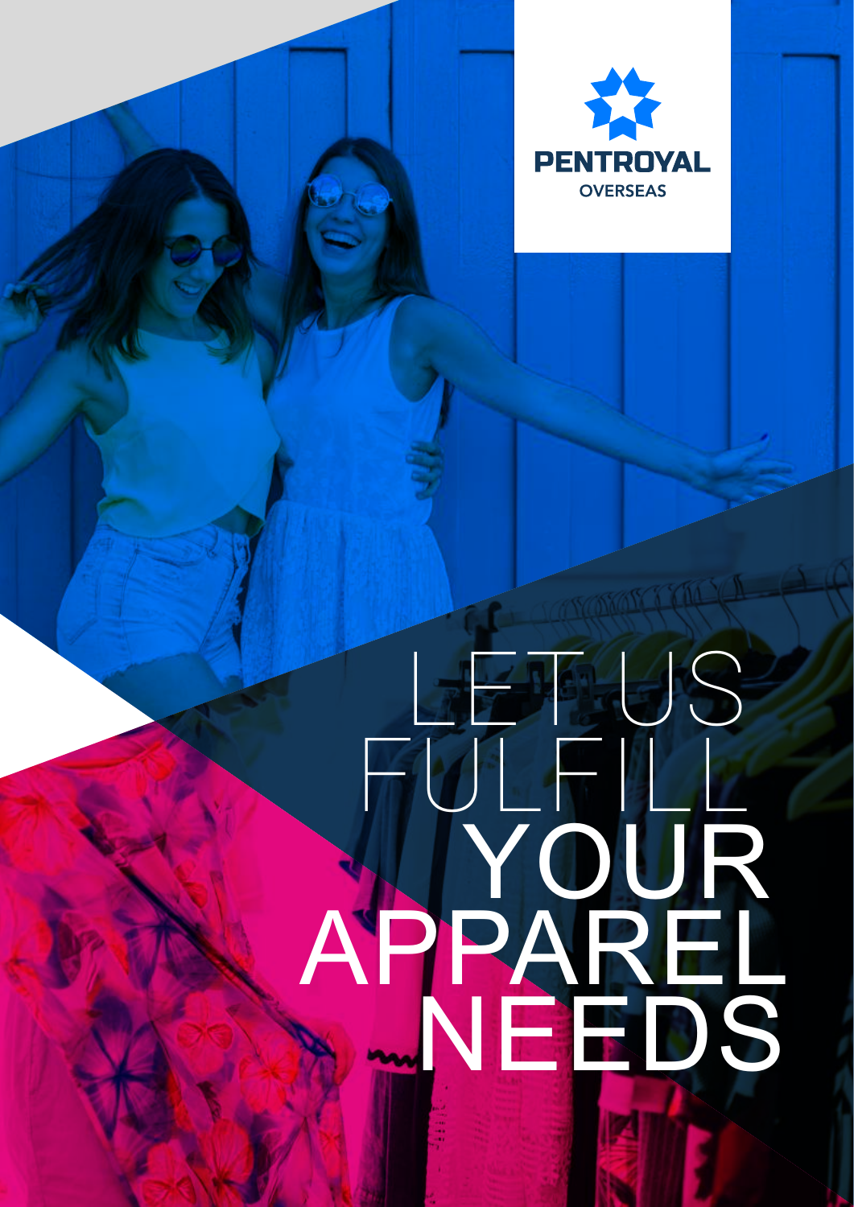PENTROYAL

OVERSEAS

# LET US FULFILL YOUR APPAREL NEEDS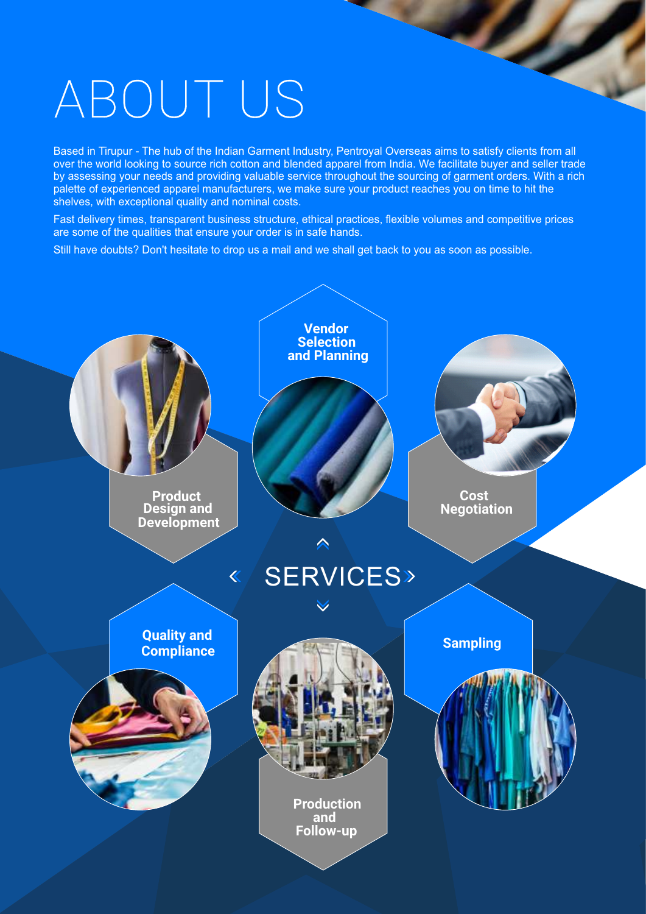# ABOUT US

Based in Tirupur - The hub of the Indian Garment Industry, Pentroyal Overseas aims to satisfy clients from all over the world looking to source rich cotton and blended apparel from India. We facilitate buyer and seller trade by assessing your needs and providing valuable service throughout the sourcing of garment orders. With a rich palette of experienced apparel manufacturers, we make sure your product reaches you on time to hit the shelves, with exceptional quality and nominal costs.

Fast delivery times, transparent business structure, ethical practices, flexible volumes and competitive prices are some of the qualities that ensure your order is in safe hands.

Still have doubts? Don't hesitate to drop us a mail and we shall get back to you as soon as possible.

## SERVICES

- **Product Design and Development**
- **Vendor Selection and Planning**
- **Cost Negotiation**
- **Quality and Compliance**
- **Production and Follow-up**
- **Sampling**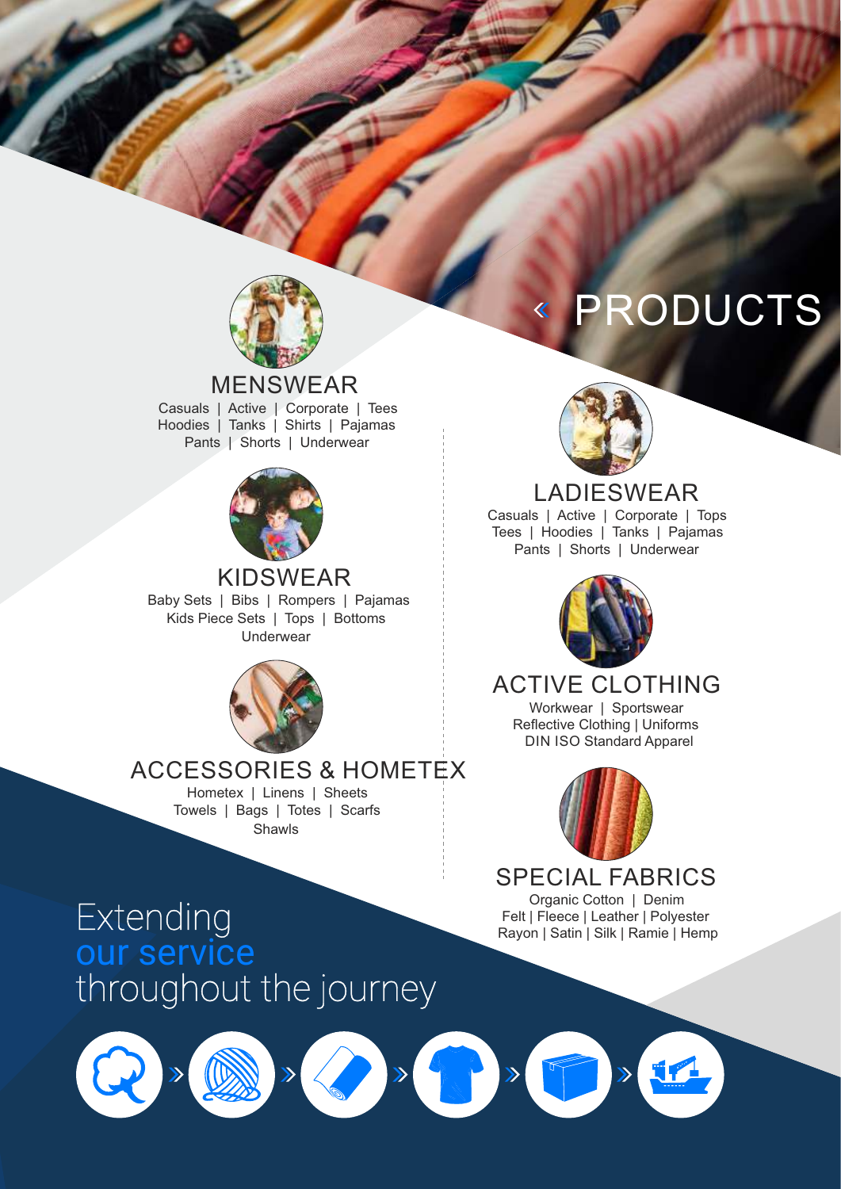# PRODUCTS

## MENSWEAR

Casuals | Active | Corporate | Tees
Hoodies | Tanks | Shirts | Pajamas
Pants | Shorts | Underwear

## KIDSWEAR

Baby Sets | Bibs | Rompers | Pajamas
Kids Piece Sets | Tops | Bottoms
Underwear

## ACCESSORIES & HOMETEX

Hometex | Linens | Sheets
Towels | Bags | Totes | Scarfs
Shawls

## LADIESWEAR

Casuals | Active | Corporate | Tops
Tees | Hoodies | Tanks | Pajamas
Pants | Shorts | Underwear

## ACTIVE CLOTHING

Workwear | Sportswear
Reflective Clothing | Uniforms
DIN ISO Standard Apparel

## SPECIAL FABRICS

Organic Cotton | Denim
Felt | Fleece | Leather | Polyester
Rayon | Satin | Silk | Ramie | Hemp

Extending
**our service**
throughout the journey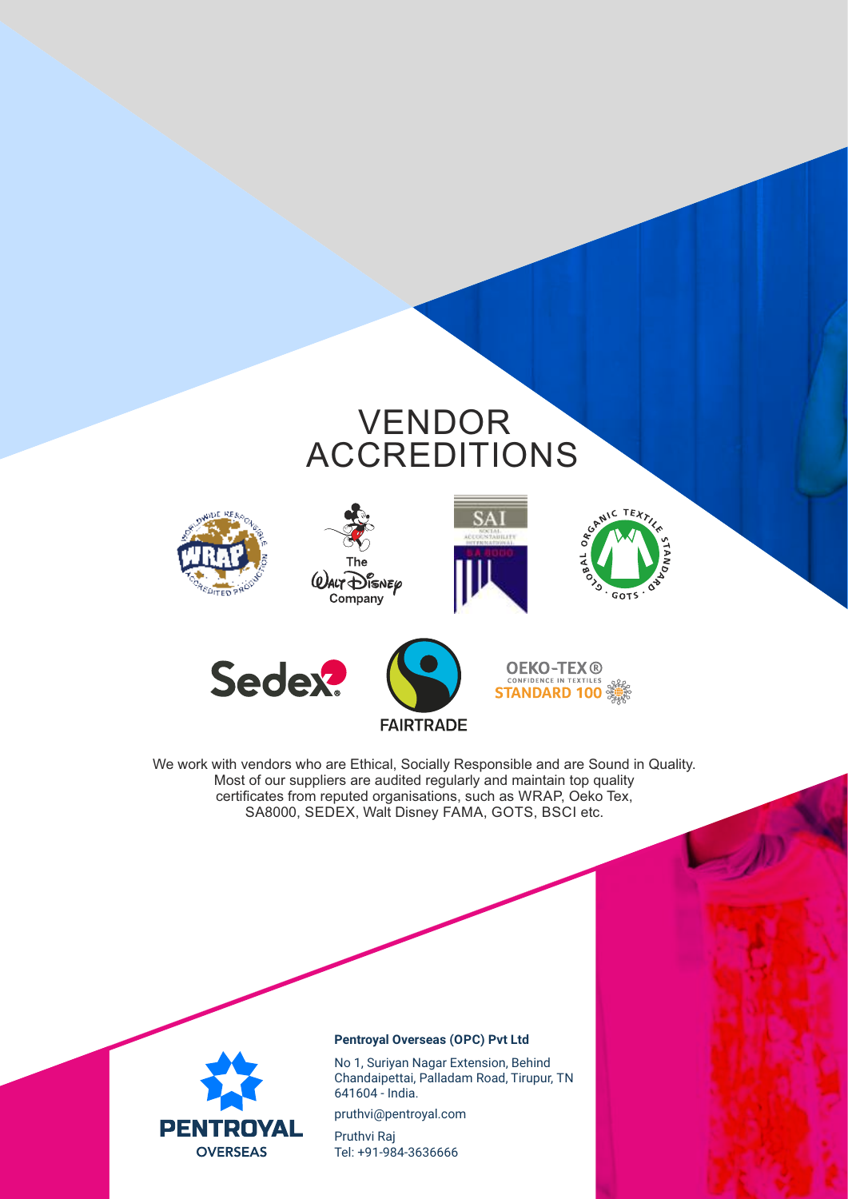# VENDOR ACCREDITIONS

We work with vendors who are Ethical, Socially Responsible and are Sound in Quality. Most of our suppliers are audited regularly and maintain top quality certificates from reputed organisations, such as WRAP, Oeko Tex, SA8000, SEDEX, Walt Disney FAMA, GOTS, BSCI etc.

**Pentroyal Overseas (OPC) Pvt Ltd**

No 1, Suriyan Nagar Extension, Behind Chandaipettai, Palladam Road, Tirupur, TN 641604 - India.

pruthvi@pentroyal.com

Pruthvi Raj
Tel: +91-984-3636666